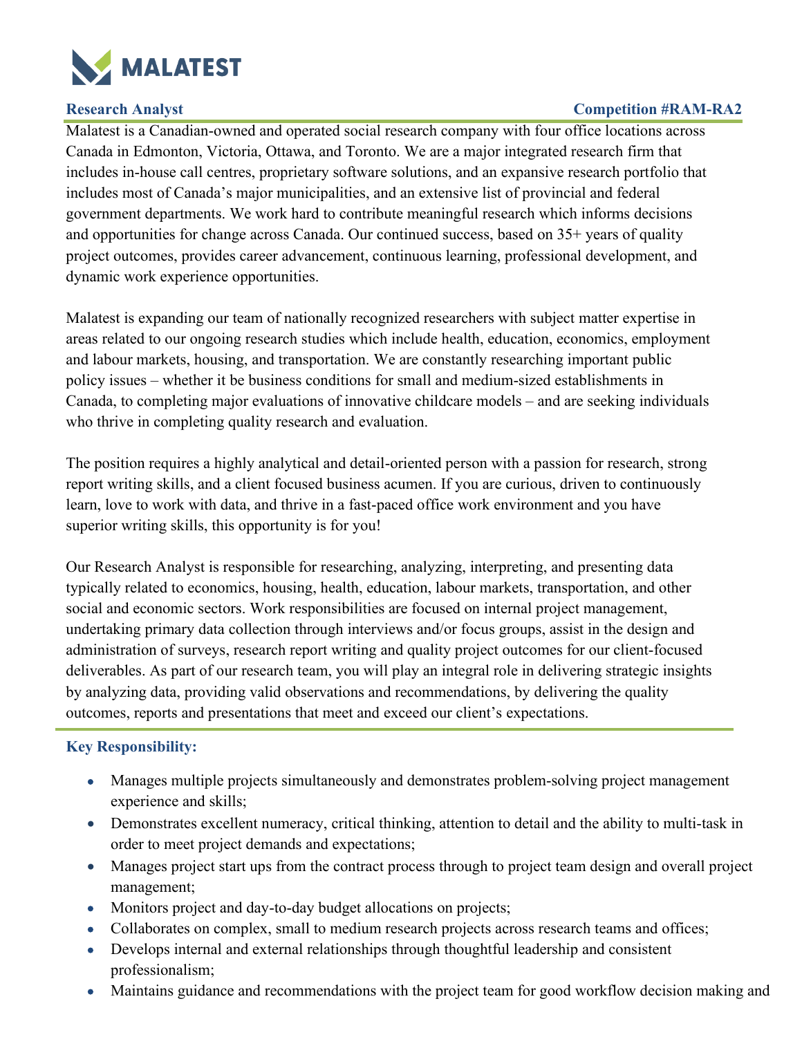MALATEST

**Research Analyst** **Competition #RAM-RA2**

Malatest is a Canadian-owned and operated social research company with four office locations across Canada in Edmonton, Victoria, Ottawa, and Toronto. We are a major integrated research firm that includes in-house call centres, proprietary software solutions, and an expansive research portfolio that includes most of Canada's major municipalities, and an extensive list of provincial and federal government departments. We work hard to contribute meaningful research which informs decisions and opportunities for change across Canada. Our continued success, based on 35+ years of quality project outcomes, provides career advancement, continuous learning, professional development, and dynamic work experience opportunities.

Malatest is expanding our team of nationally recognized researchers with subject matter expertise in areas related to our ongoing research studies which include health, education, economics, employment and labour markets, housing, and transportation. We are constantly researching important public policy issues – whether it be business conditions for small and medium-sized establishments in Canada, to completing major evaluations of innovative childcare models – and are seeking individuals who thrive in completing quality research and evaluation.

The position requires a highly analytical and detail-oriented person with a passion for research, strong report writing skills, and a client focused business acumen. If you are curious, driven to continuously learn, love to work with data, and thrive in a fast-paced office work environment and you have superior writing skills, this opportunity is for you!

Our Research Analyst is responsible for researching, analyzing, interpreting, and presenting data typically related to economics, housing, health, education, labour markets, transportation, and other social and economic sectors. Work responsibilities are focused on internal project management, undertaking primary data collection through interviews and/or focus groups, assist in the design and administration of surveys, research report writing and quality project outcomes for our client-focused deliverables. As part of our research team, you will play an integral role in delivering strategic insights by analyzing data, providing valid observations and recommendations, by delivering the quality outcomes, reports and presentations that meet and exceed our client's expectations.

### Key Responsibility:

- Manages multiple projects simultaneously and demonstrates problem-solving project management experience and skills;
- Demonstrates excellent numeracy, critical thinking, attention to detail and the ability to multi-task in order to meet project demands and expectations;
- Manages project start ups from the contract process through to project team design and overall project management;
- Monitors project and day-to-day budget allocations on projects;
- Collaborates on complex, small to medium research projects across research teams and offices;
- Develops internal and external relationships through thoughtful leadership and consistent professionalism;
- Maintains guidance and recommendations with the project team for good workflow decision making and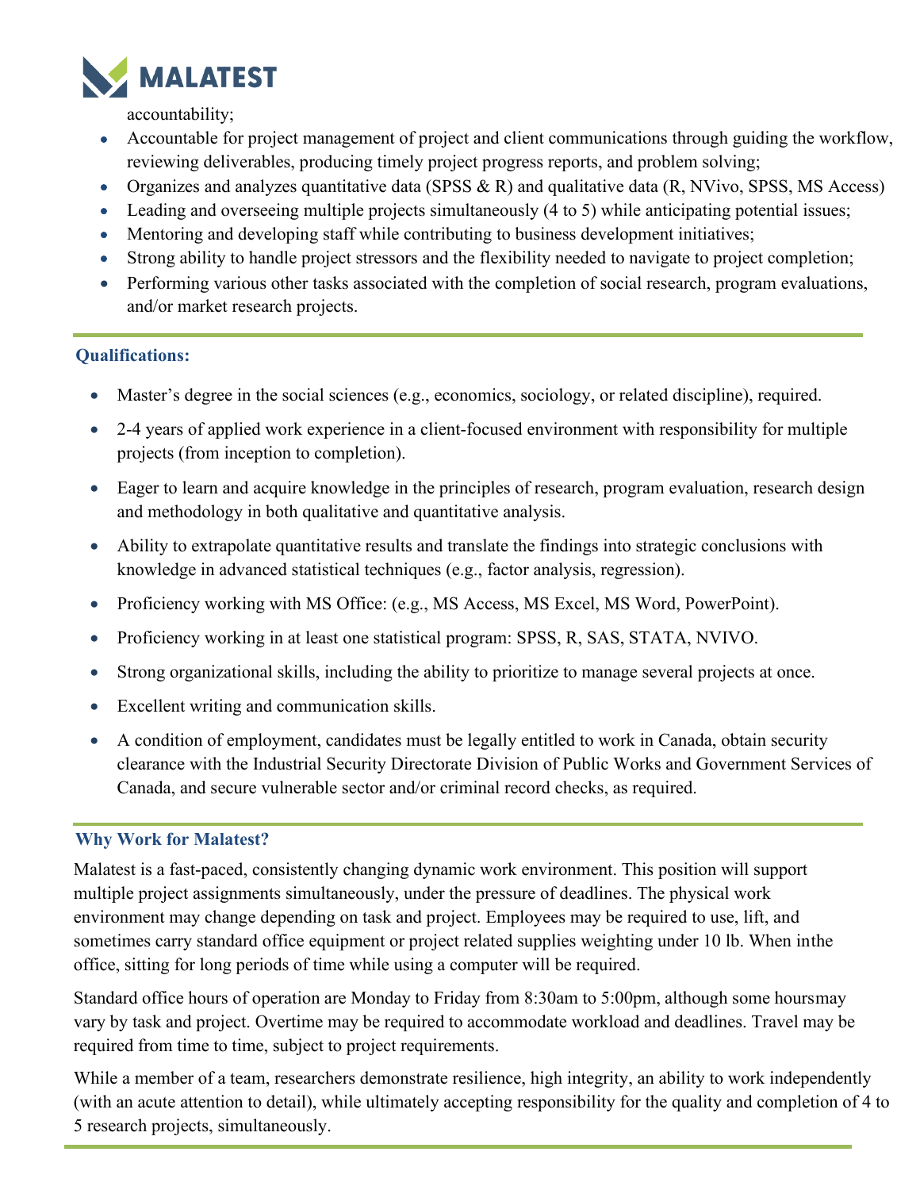accountability;

- Accountable for project management of project and client communications through guiding the workflow, reviewing deliverables, producing timely project progress reports, and problem solving;
- Organizes and analyzes quantitative data (SPSS & R) and qualitative data (R, NVivo, SPSS, MS Access)
- Leading and overseeing multiple projects simultaneously (4 to 5) while anticipating potential issues;
- Mentoring and developing staff while contributing to business development initiatives;
- Strong ability to handle project stressors and the flexibility needed to navigate to project completion;
- Performing various other tasks associated with the completion of social research, program evaluations, and/or market research projects.

### Qualifications:

- Master's degree in the social sciences (e.g., economics, sociology, or related discipline), required.
- 2-4 years of applied work experience in a client-focused environment with responsibility for multiple projects (from inception to completion).
- Eager to learn and acquire knowledge in the principles of research, program evaluation, research design and methodology in both qualitative and quantitative analysis.
- Ability to extrapolate quantitative results and translate the findings into strategic conclusions with knowledge in advanced statistical techniques (e.g., factor analysis, regression).
- Proficiency working with MS Office: (e.g., MS Access, MS Excel, MS Word, PowerPoint).
- Proficiency working in at least one statistical program: SPSS, R, SAS, STATA, NVIVO.
- Strong organizational skills, including the ability to prioritize to manage several projects at once.
- Excellent writing and communication skills.
- A condition of employment, candidates must be legally entitled to work in Canada, obtain security clearance with the Industrial Security Directorate Division of Public Works and Government Services of Canada, and secure vulnerable sector and/or criminal record checks, as required.

### Why Work for Malatest?

Malatest is a fast-paced, consistently changing dynamic work environment. This position will support multiple project assignments simultaneously, under the pressure of deadlines. The physical work environment may change depending on task and project. Employees may be required to use, lift, and sometimes carry standard office equipment or project related supplies weighting under 10 lb. When inthe office, sitting for long periods of time while using a computer will be required.

Standard office hours of operation are Monday to Friday from 8:30am to 5:00pm, although some hoursmay vary by task and project. Overtime may be required to accommodate workload and deadlines. Travel may be required from time to time, subject to project requirements.

While a member of a team, researchers demonstrate resilience, high integrity, an ability to work independently (with an acute attention to detail), while ultimately accepting responsibility for the quality and completion of 4 to 5 research projects, simultaneously.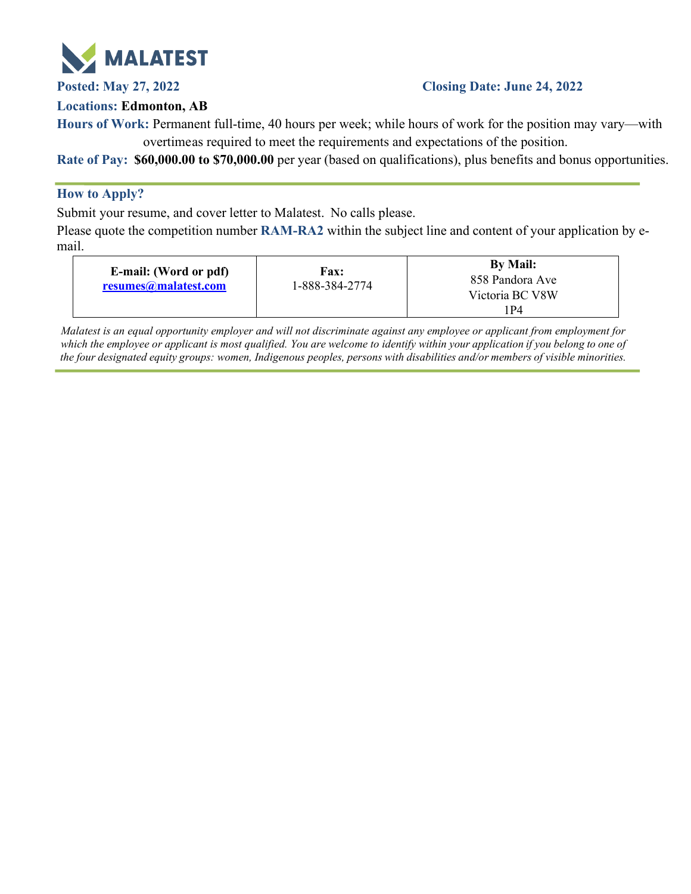**MALATEST**

**Posted: May 27, 2022** **Closing Date: June 24, 2022**

**Locations: Edmonton, AB**

**Hours of Work:** Permanent full-time, 40 hours per week; while hours of work for the position may vary—with overtimeas required to meet the requirements and expectations of the position.

**Rate of Pay: $60,000.00 to $70,000.00** per year (based on qualifications), plus benefits and bonus opportunities.

## How to Apply?

Submit your resume, and cover letter to Malatest. No calls please.

Please quote the competition number **RAM-RA2** within the subject line and content of your application by e-mail.

| | | |
|---|---|---|
| **E-mail: (Word or pdf)**<br>resumes@malatest.com | **Fax:**<br>1-888-384-2774 | **By Mail:**<br>858 Pandora Ave<br>Victoria BC V8W 1P4 |

*Malatest is an equal opportunity employer and will not discriminate against any employee or applicant from employment for which the employee or applicant is most qualified. You are welcome to identify within your application if you belong to one of the four designated equity groups: women, Indigenous peoples, persons with disabilities and/or members of visible minorities.*